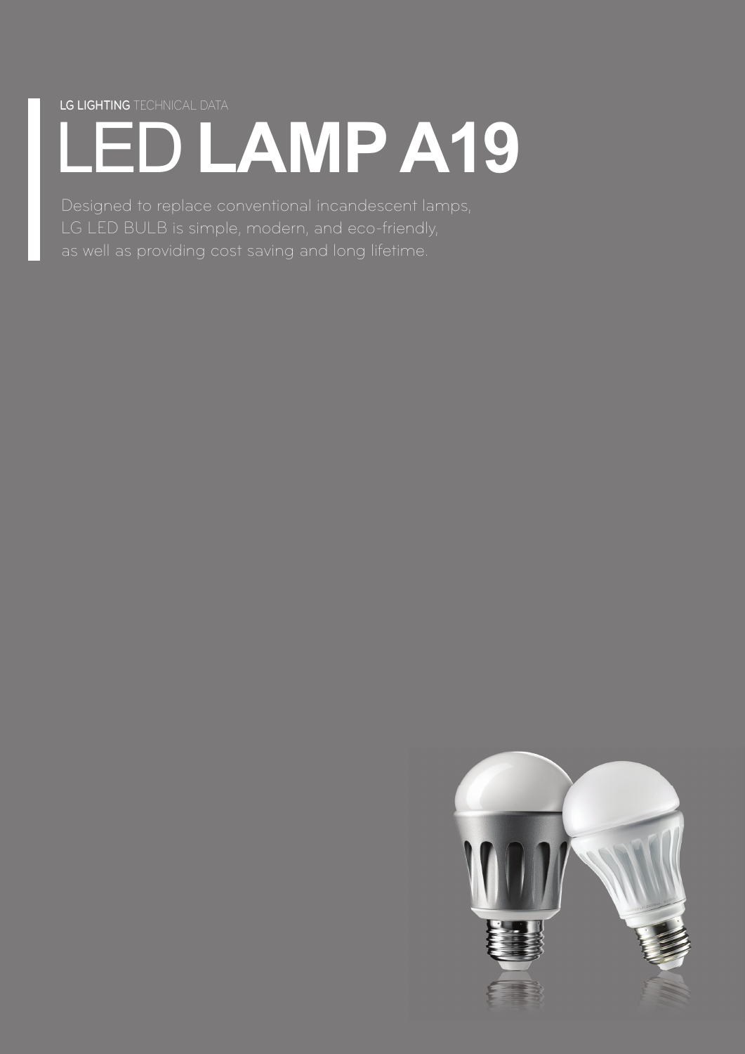**LG LIGHTING** TECHNICAL DATA

# LED **LAMP A19**

Designed to replace conventional incandescent lamps,
LG LED BULB is simple, modern, and eco-friendly,
as well as providing cost saving and long lifetime.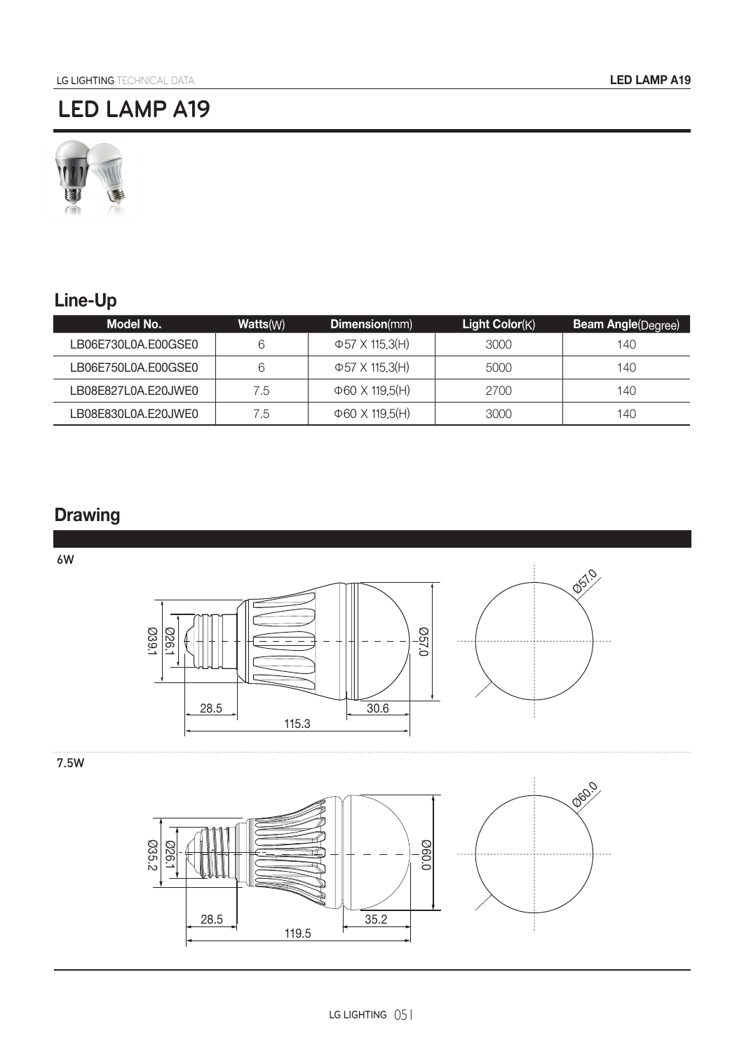# LED LAMP A19

## Line-Up

| Model No. | Watts(W) | Dimension(mm) | Light Color(K) | Beam Angle(Degree) |
|---|---|---|---|---|
| LB06E730L0A.E00GSE0 | 6 | Φ57 X 115.3(H) | 3000 | 140 |
| LB06E750L0A.E00GSE0 | 6 | Φ57 X 115.3(H) | 5000 | 140 |
| LB08E827L0A.E20JWE0 | 7.5 | Φ60 X 119.5(H) | 2700 | 140 |
| LB08E830L0A.E20JWE0 | 7.5 | Φ60 X 119.5(H) | 3000 | 140 |

## Drawing

6W

Ø39.1 Ø26.1 28.5 30.6 115.3 Ø57.0 Ø57.0

7.5W

Ø35.2 Ø26.1 28.5 35.2 119.5 Ø60.0 Ø60.0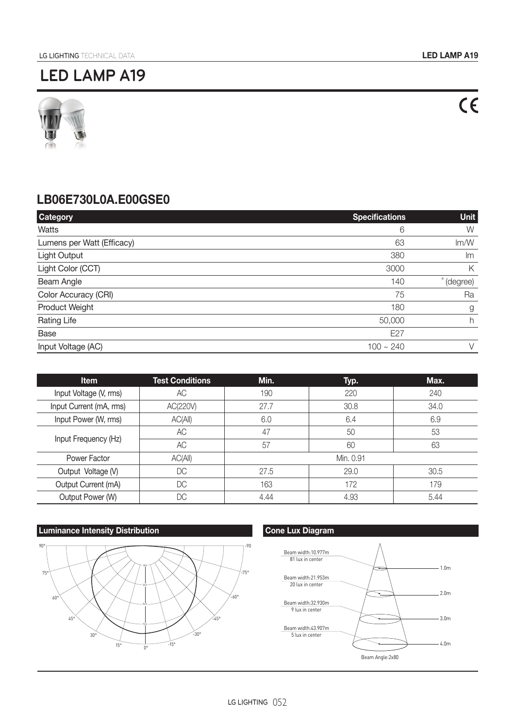# LED LAMP A19

## LB06E730L0A.E00GSE0

| Category | Specifications | Unit |
|---|---|---|
| Watts | 6 | W |
| Lumens per Watt (Efficacy) | 63 | lm/W |
| Light Output | 380 | lm |
| Light Color (CCT) | 3000 | K |
| Beam Angle | 140 | ° (degree) |
| Color Accuracy (CRI) | 75 | Ra |
| Product Weight | 180 | g |
| Rating Life | 50,000 | h |
| Base | E27 | |
| Input Voltage (AC) | 100 ~ 240 | V |

| Item | Test Conditions | Min. | Typ. | Max. |
|---|---|---|---|---|
| Input Voltage (V, rms) | AC | 190 | 220 | 240 |
| Input Current (mA, rms) | AC(220V) | 27.7 | 30.8 | 34.0 |
| Input Power (W, rms) | AC(All) | 6.0 | 6.4 | 6.9 |
| Input Frequency (Hz) | AC | 47 | 50 | 53 |
| | AC | 57 | 60 | 63 |
| Power Factor | AC(All) | Min. 0.91 | | |
| Output Voltage (V) | DC | 27.5 | 29.0 | 30.5 |
| Output Current (mA) | DC | 163 | 172 | 179 |
| Output Power (W) | DC | 4.44 | 4.93 | 5.44 |

### Luminance Intensity Distribution

### Cone Lux Diagram

Beam width:10.977m
81 lux in center
1.0m

Beam width:21.953m
20 lux in center
2.0m

Beam width:32.930m
9 lux in center
3.0m

Beam width:43.907m
5 lux in center
4.0m

Beam Angle:2x80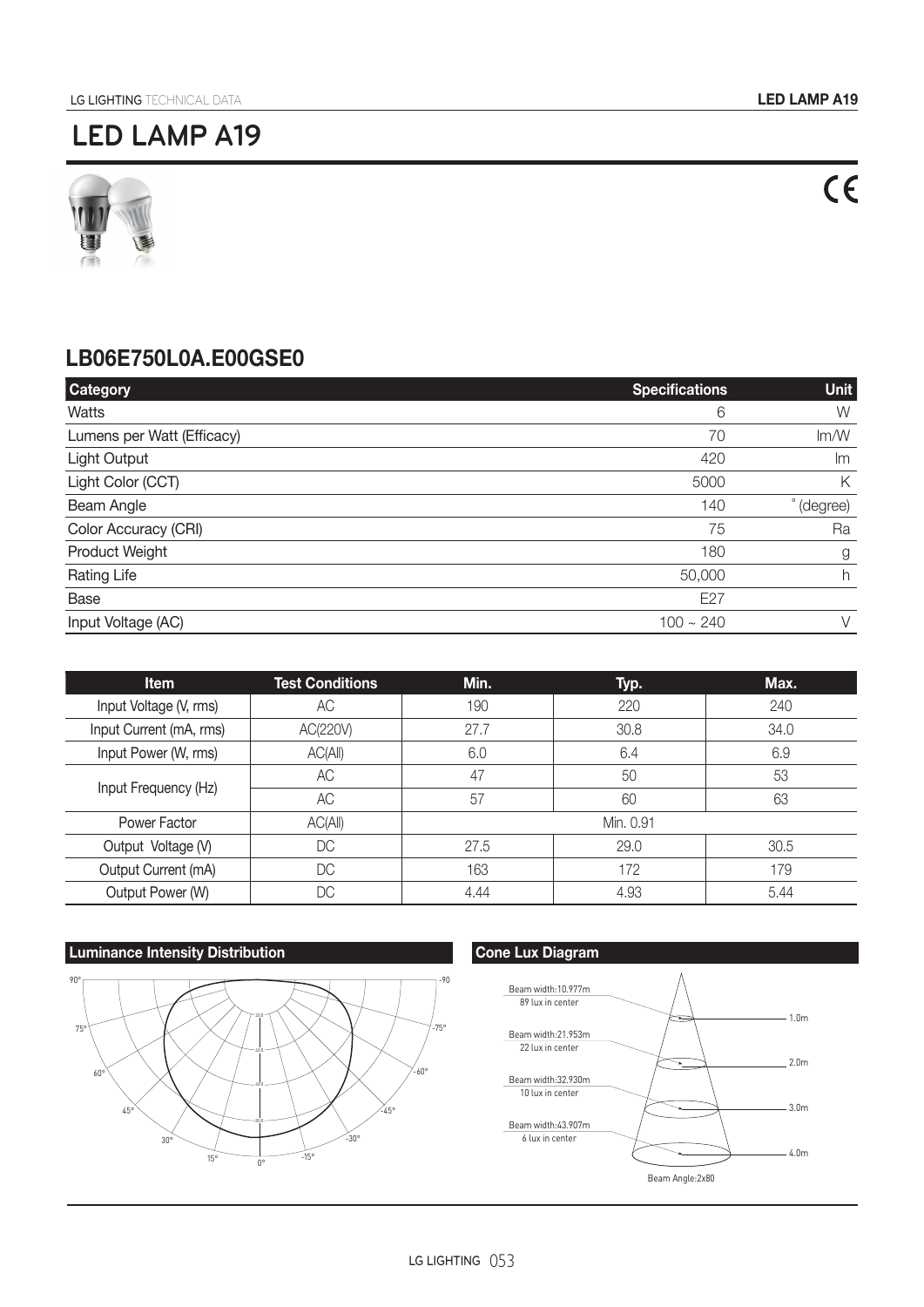# LED LAMP A19

## LB06E750L0A.E00GSE0

| Category | Specifications | Unit |
|---|---|---|
| Watts | 6 | W |
| Lumens per Watt (Efficacy) | 70 | lm/W |
| Light Output | 420 | lm |
| Light Color (CCT) | 5000 | K |
| Beam Angle | 140 | ˚(degree) |
| Color Accuracy (CRI) | 75 | Ra |
| Product Weight | 180 | g |
| Rating Life | 50,000 | h |
| Base | E27 | |
| Input Voltage (AC) | 100 ~ 240 | V |

| Item | Test Conditions | Min. | Typ. | Max. |
|---|---|---|---|---|
| Input Voltage (V, rms) | AC | 190 | 220 | 240 |
| Input Current (mA, rms) | AC(220V) | 27.7 | 30.8 | 34.0 |
| Input Power (W, rms) | AC(All) | 6.0 | 6.4 | 6.9 |
| Input Frequency (Hz) | AC | 47 | 50 | 53 |
| | AC | 57 | 60 | 63 |
| Power Factor | AC(All) | Min. 0.91 | | |
| Output Voltage (V) | DC | 27.5 | 29.0 | 30.5 |
| Output Current (mA) | DC | 163 | 172 | 179 |
| Output Power (W) | DC | 4.44 | 4.93 | 5.44 |

### Luminance Intensity Distribution

### Cone Lux Diagram

Beam width:10.977m, 89 lux in center — 1.0m

Beam width:21.953m, 22 lux in center — 2.0m

Beam width:32.930m, 10 lux in center — 3.0m

Beam width:43.907m, 6 lux in center — 4.0m

Beam Angle:2x80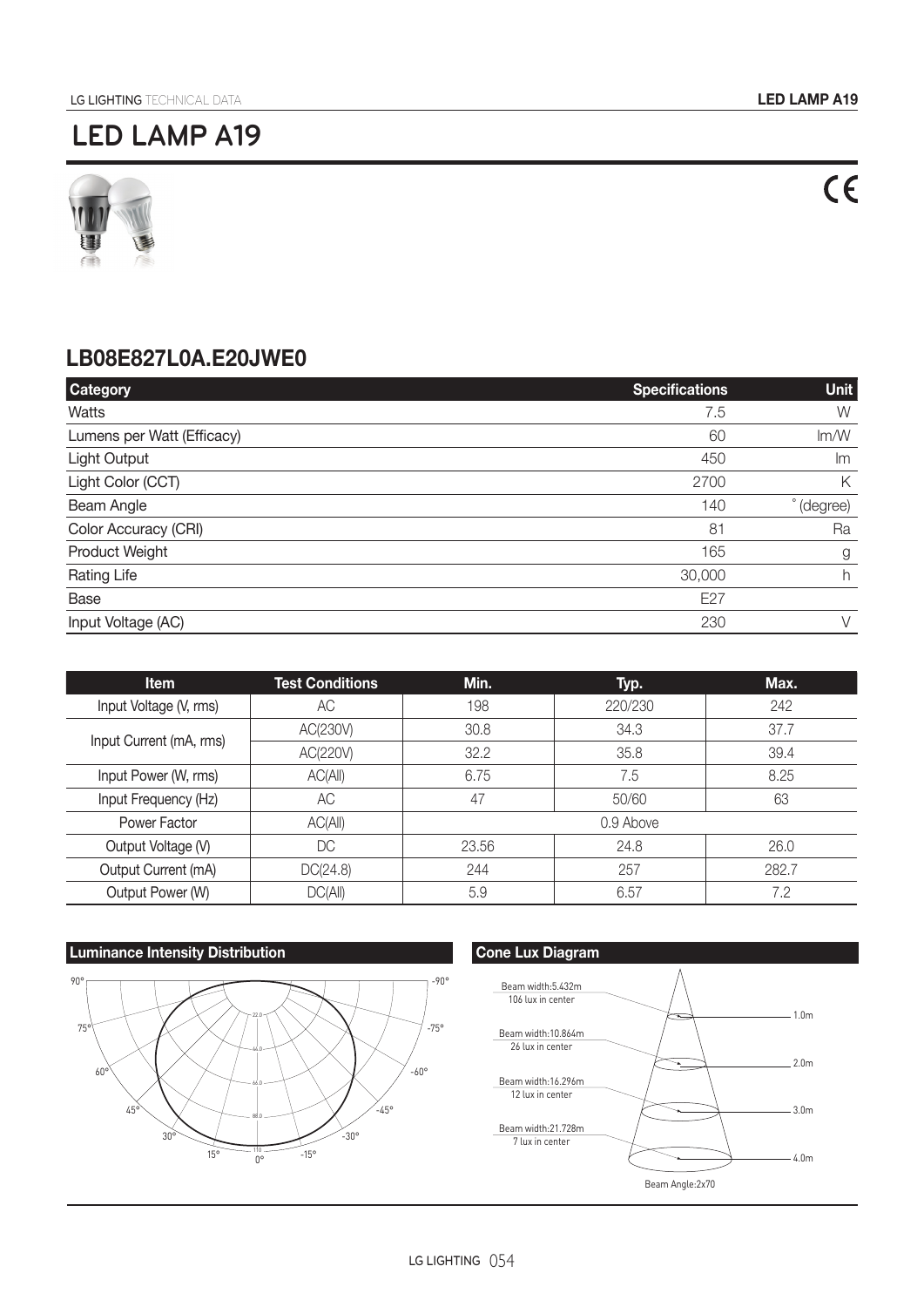# LED LAMP A19

## LB08E827L0A.E20JWE0

| Category | Specifications | Unit |
|---|---|---|
| Watts | 7.5 | W |
| Lumens per Watt (Efficacy) | 60 | lm/W |
| Light Output | 450 | lm |
| Light Color (CCT) | 2700 | K |
| Beam Angle | 140 | ˚(degree) |
| Color Accuracy (CRI) | 81 | Ra |
| Product Weight | 165 | g |
| Rating Life | 30,000 | h |
| Base | E27 | |
| Input Voltage (AC) | 230 | V |

| Item | Test Conditions | Min. | Typ. | Max. |
|---|---|---|---|---|
| Input Voltage (V, rms) | AC | 198 | 220/230 | 242 |
| Input Current (mA, rms) | AC(230V) | 30.8 | 34.3 | 37.7 |
| | AC(220V) | 32.2 | 35.8 | 39.4 |
| Input Power (W, rms) | AC(All) | 6.75 | 7.5 | 8.25 |
| Input Frequency (Hz) | AC | 47 | 50/60 | 63 |
| Power Factor | AC(All) | 0.9 Above | | |
| Output Voltage (V) | DC | 23.56 | 24.8 | 26.0 |
| Output Current (mA) | DC(24.8) | 244 | 257 | 282.7 |
| Output Power (W) | DC(All) | 5.9 | 6.57 | 7.2 |

### Luminance Intensity Distribution

### Cone Lux Diagram

| Distance | Beam width | Center lux |
|---|---|---|
| 1.0m | 5.432m | 106 lux in center |
| 2.0m | 10.864m | 26 lux in center |
| 3.0m | 16.296m | 12 lux in center |
| 4.0m | 21.728m | 7 lux in center |

Beam Angle:2x70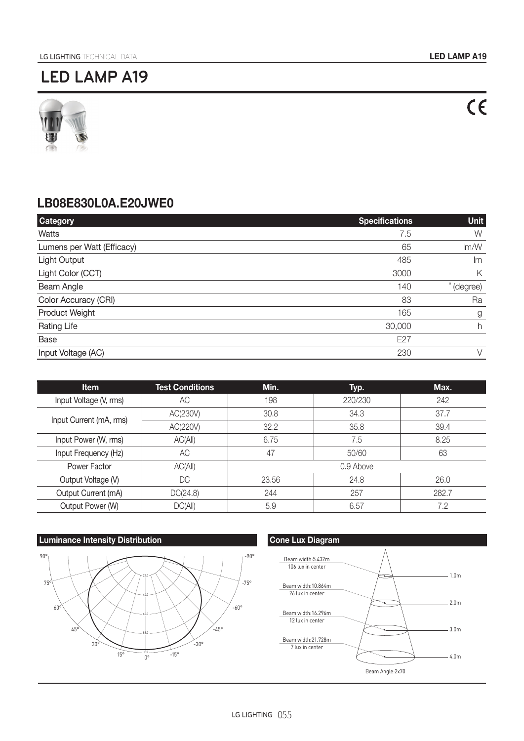# LED LAMP A19

CE

## LB08E830L0A.E20JWE0

| Category | Specifications | Unit |
|---|---|---|
| Watts | 7.5 | W |
| Lumens per Watt (Efficacy) | 65 | lm/W |
| Light Output | 485 | lm |
| Light Color (CCT) | 3000 | K |
| Beam Angle | 140 | ˚ (degree) |
| Color Accuracy (CRI) | 83 | Ra |
| Product Weight | 165 | g |
| Rating Life | 30,000 | h |
| Base | E27 | |
| Input Voltage (AC) | 230 | V |

| Item | Test Conditions | Min. | Typ. | Max. |
|---|---|---|---|---|
| Input Voltage (V, rms) | AC | 198 | 220/230 | 242 |
| Input Current (mA, rms) | AC(230V) | 30.8 | 34.3 | 37.7 |
| | AC(220V) | 32.2 | 35.8 | 39.4 |
| Input Power (W, rms) | AC(All) | 6.75 | 7.5 | 8.25 |
| Input Frequency (Hz) | AC | 47 | 50/60 | 63 |
| Power Factor | AC(All) | 0.9 Above | | |
| Output Voltage (V) | DC | 23.56 | 24.8 | 26.0 |
| Output Current (mA) | DC(24.8) | 244 | 257 | 282.7 |
| Output Power (W) | DC(All) | 5.9 | 6.57 | 7.2 |

### Luminance Intensity Distribution

### Cone Lux Diagram

Beam width:5.432m
106 lux in center
1.0m

Beam width:10.864m
26 lux in center
2.0m

Beam width:16.296m
12 lux in center
3.0m

Beam width:21.728m
7 lux in center
4.0m

Beam Angle:2x70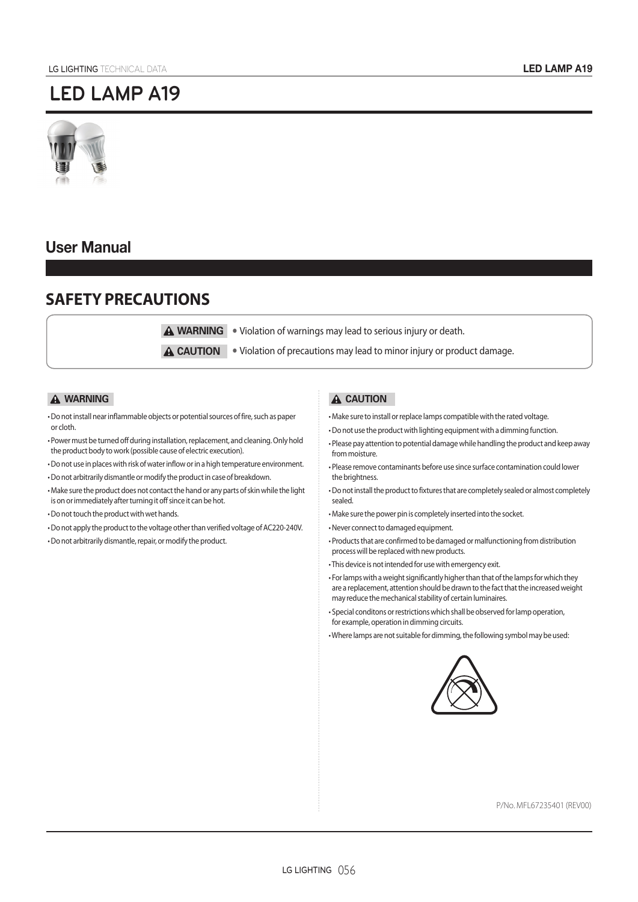# LED LAMP A19

## User Manual

## SAFETY PRECAUTIONS

**⚠ WARNING** • Violation of warnings may lead to serious injury or death.

**⚠ CAUTION** • Violation of precautions may lead to minor injury or product damage.

### ⚠ WARNING

- Do not install near inflammable objects or potential sources of fire, such as paper or cloth.
- Power must be turned off during installation, replacement, and cleaning. Only hold the product body to work (possible cause of electric execution).
- Do not use in places with risk of water inflow or in a high temperature environment.
- Do not arbitrarily dismantle or modify the product in case of breakdown.
- Make sure the product does not contact the hand or any parts of skin while the light is on or immediately after turning it off since it can be hot.
- Do not touch the product with wet hands.
- Do not apply the product to the voltage other than verified voltage of AC220-240V.
- Do not arbitrarily dismantle, repair, or modify the product.

### ⚠ CAUTION

- Make sure to install or replace lamps compatible with the rated voltage.
- Do not use the product with lighting equipment with a dimming function.
- Please pay attention to potential damage while handling the product and keep away from moisture.
- Please remove contaminants before use since surface contamination could lower the brightness.
- Do not install the product to fixtures that are completely sealed or almost completely sealed.
- Make sure the power pin is completely inserted into the socket.
- Never connect to damaged equipment.
- Products that are confirmed to be damaged or malfunctioning from distribution process will be replaced with new products.
- This device is not intended for use with emergency exit.
- For lamps with a weight significantly higher than that of the lamps for which they are a replacement, attention should be drawn to the fact that the increased weight may reduce the mechanical stability of certain luminaires.
- Special conditons or restrictions which shall be observed for lamp operation, for example, operation in dimming circuits.
- Where lamps are not suitable for dimming, the following symbol may be used:

P/No. MFL67235401 (REV00)